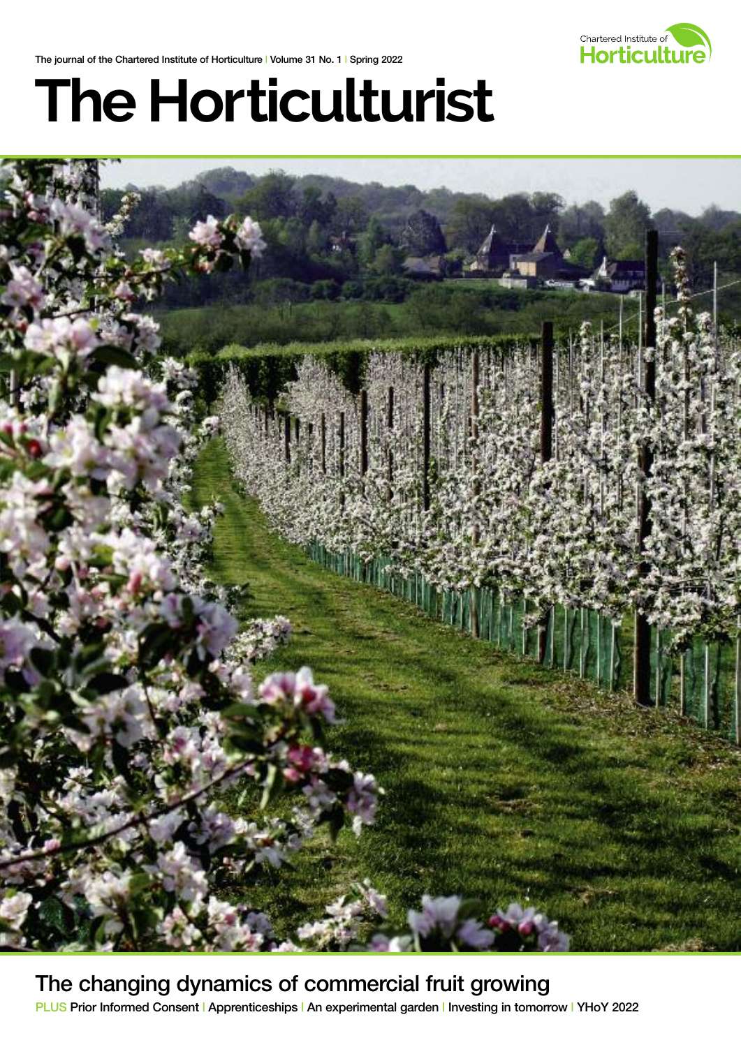The journal of the Chartered Institute of Horticulture | Volume 31 No. 1 | Spring 2022

Chartered Institute of Horticulture

# The Horticulturist

## The changing dynamics of commercial fruit growing

PLUS Prior Informed Consent | Apprenticeships | An experimental garden | Investing in tomorrow | YHoY 2022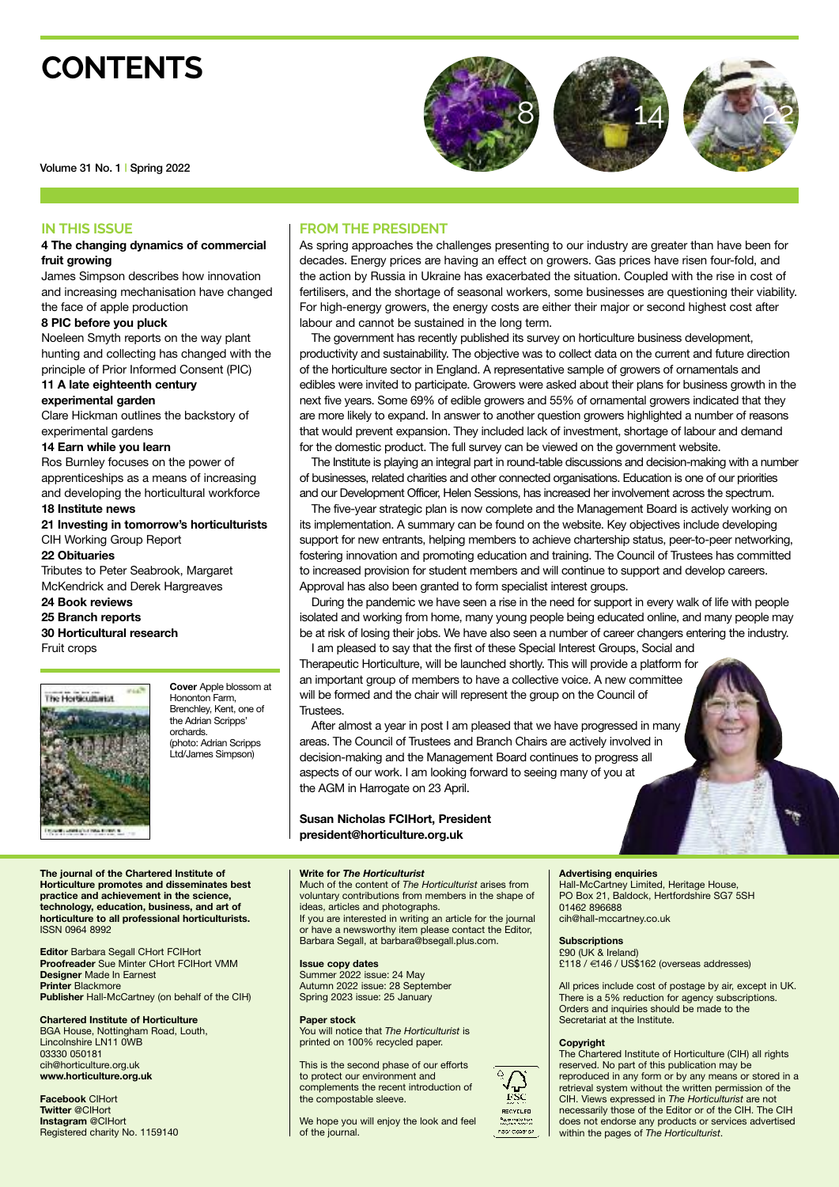# CONTENTS

Volume 31 No. 1 | Spring 2022

## IN THIS ISSUE

**4 The changing dynamics of commercial fruit growing**
James Simpson describes how innovation and increasing mechanisation have changed the face of apple production

**8 PIC before you pluck**
Noeleen Smyth reports on the way plant hunting and collecting has changed with the principle of Prior Informed Consent (PIC)

**11 A late eighteenth century experimental garden**
Clare Hickman outlines the backstory of experimental gardens

**14 Earn while you learn**
Ros Burnley focuses on the power of apprenticeships as a means of increasing and developing the horticultural workforce

**18 Institute news**

**21 Investing in tomorrow's horticulturists**
CIH Working Group Report

**22 Obituaries**
Tributes to Peter Seabrook, Margaret McKendrick and Derek Hargreaves

**24 Book reviews**

**25 Branch reports**

**30 Horticultural research**
Fruit crops

**Cover** Apple blossom at Hononton Farm, Brenchley, Kent, one of the Adrian Scripps' orchards. (photo: Adrian Scripps Ltd/James Simpson)

## FROM THE PRESIDENT

As spring approaches the challenges presenting to our industry are greater than have been for decades. Energy prices are having an effect on growers. Gas prices have risen four-fold, and the action by Russia in Ukraine has exacerbated the situation. Coupled with the rise in cost of fertilisers, and the shortage of seasonal workers, some businesses are questioning their viability. For high-energy growers, the energy costs are either their major or second highest cost after labour and cannot be sustained in the long term.

The government has recently published its survey on horticulture business development, productivity and sustainability. The objective was to collect data on the current and future direction of the horticulture sector in England. A representative sample of growers of ornamentals and edibles were invited to participate. Growers were asked about their plans for business growth in the next five years. Some 69% of edible growers and 55% of ornamental growers indicated that they are more likely to expand. In answer to another question growers highlighted a number of reasons that would prevent expansion. They included lack of investment, shortage of labour and demand for the domestic product. The full survey can be viewed on the government website.

The Institute is playing an integral part in round-table discussions and decision-making with a number of businesses, related charities and other connected organisations. Education is one of our priorities and our Development Officer, Helen Sessions, has increased her involvement across the spectrum.

The five-year strategic plan is now complete and the Management Board is actively working on its implementation. A summary can be found on the website. Key objectives include developing support for new entrants, helping members to achieve chartership status, peer-to-peer networking, fostering innovation and promoting education and training. The Council of Trustees has committed to increased provision for student members and will continue to support and develop careers. Approval has also been granted to form specialist interest groups.

During the pandemic we have seen a rise in the need for support in every walk of life with people isolated and working from home, many young people being educated online, and many people may be at risk of losing their jobs. We have also seen a number of career changers entering the industry.

I am pleased to say that the first of these Special Interest Groups, Social and Therapeutic Horticulture, will be launched shortly. This will provide a platform for an important group of members to have a collective voice. A new committee will be formed and the chair will represent the group on the Council of Trustees.

After almost a year in post I am pleased that we have progressed in many areas. The Council of Trustees and Branch Chairs are actively involved in decision-making and the Management Board continues to progress all aspects of our work. I am looking forward to seeing many of you at the AGM in Harrogate on 23 April.

**Susan Nicholas FCIHort, President**
**president@horticulture.org.uk**

---

**The journal of the Chartered Institute of Horticulture promotes and disseminates best practice and achievement in the science, technology, education, business, and art of horticulture to all professional horticulturists.**
ISSN 0964 8992

**Editor** Barbara Segall CHort FCIHort
**Proofreader** Sue Minter CHort FCIHort VMM
**Designer** Made In Earnest
**Printer** Blackmore
**Publisher** Hall-McCartney (on behalf of the CIH)

**Chartered Institute of Horticulture**
BGA House, Nottingham Road, Louth, Lincolnshire LN11 0WB
03330 050181
cih@horticulture.org.uk
**www.horticulture.org.uk**

**Facebook** CIHort
**Twitter** @CIHort
**Instagram** @CIHort
Registered charity No. 1159140

**Write for *The Horticulturist***
Much of the content of *The Horticulturist* arises from voluntary contributions from members in the shape of ideas, articles and photographs.
If you are interested in writing an article for the journal or have a newsworthy item please contact the Editor, Barbara Segall, at barbara@bsegall.plus.com.

**Issue copy dates**
Summer 2022 issue: 24 May
Autumn 2022 issue: 28 September
Spring 2023 issue: 25 January

**Paper stock**
You will notice that *The Horticulturist* is printed on 100% recycled paper.

This is the second phase of our efforts to protect our environment and complements the recent introduction of the compostable sleeve.

We hope you will enjoy the look and feel of the journal.

**Advertising enquiries**
Hall-McCartney Limited, Heritage House, PO Box 21, Baldock, Hertfordshire SG7 5SH
01462 896688
cih@hall-mccartney.co.uk

**Subscriptions**
£90 (UK & Ireland)
£118 / €146 / US$162 (overseas addresses)

All prices include cost of postage by air, except in UK. There is a 5% reduction for agency subscriptions. Orders and inquiries should be made to the Secretariat at the Institute.

**Copyright**
The Chartered Institute of Horticulture (CIH) all rights reserved. No part of this publication may be reproduced in any form or by any means or stored in a retrieval system without the written permission of the CIH. Views expressed in *The Horticulturist* are not necessarily those of the Editor or of the CIH. The CIH does not endorse any products or services advertised within the pages of *The Horticulturist*.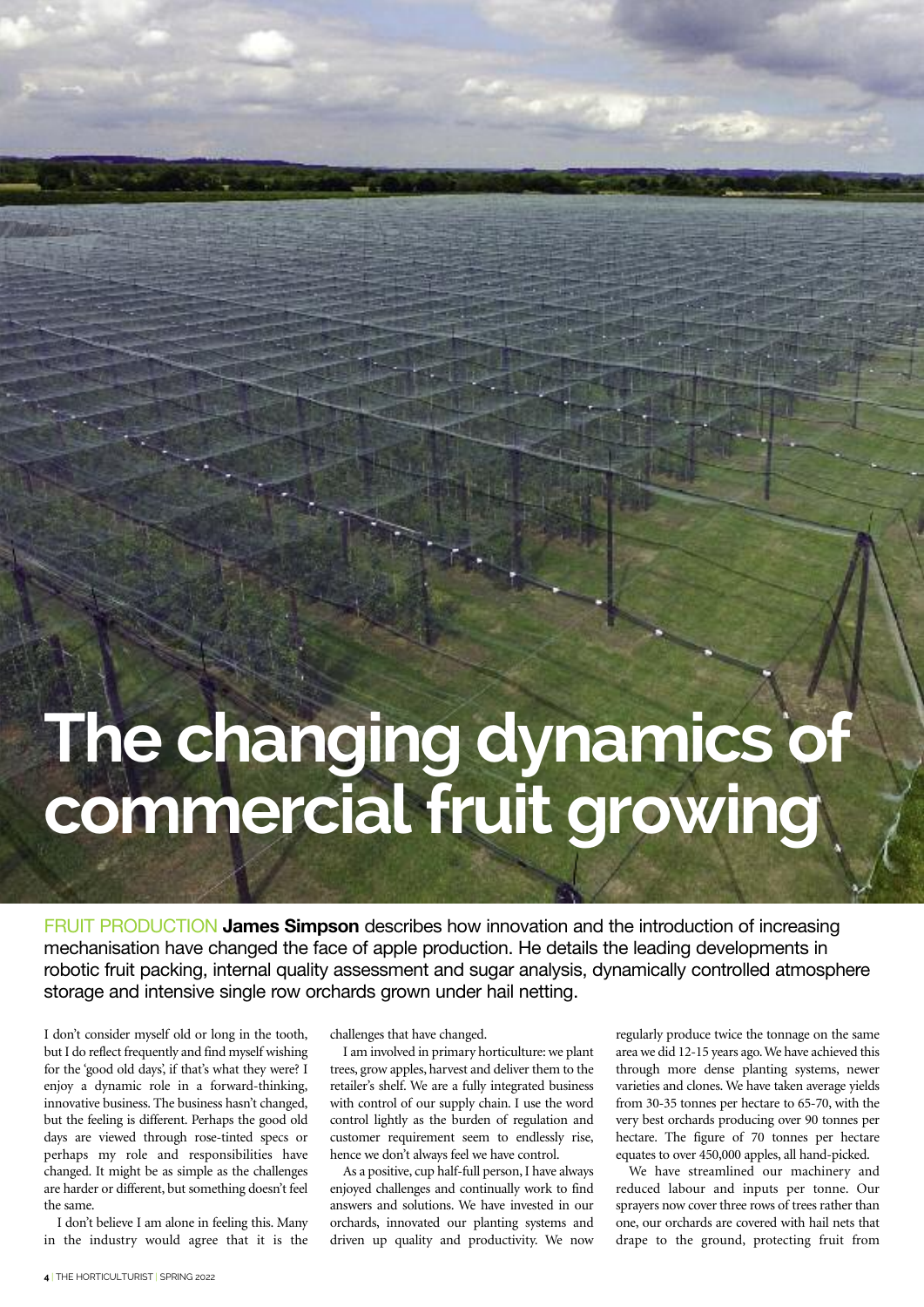# The changing dynamics of commercial fruit growing

FRUIT PRODUCTION **James Simpson** describes how innovation and the introduction of increasing mechanisation have changed the face of apple production. He details the leading developments in robotic fruit packing, internal quality assessment and sugar analysis, dynamically controlled atmosphere storage and intensive single row orchards grown under hail netting.

I don't consider myself old or long in the tooth, but I do reflect frequently and find myself wishing for the 'good old days', if that's what they were? I enjoy a dynamic role in a forward-thinking, innovative business. The business hasn't changed, but the feeling is different. Perhaps the good old days are viewed through rose-tinted specs or perhaps my role and responsibilities have changed. It might be as simple as the challenges are harder or different, but something doesn't feel the same.

I don't believe I am alone in feeling this. Many in the industry would agree that it is the challenges that have changed.

I am involved in primary horticulture: we plant trees, grow apples, harvest and deliver them to the retailer's shelf. We are a fully integrated business with control of our supply chain. I use the word control lightly as the burden of regulation and customer requirement seem to endlessly rise, hence we don't always feel we have control.

As a positive, cup half-full person, I have always enjoyed challenges and continually work to find answers and solutions. We have invested in our orchards, innovated our planting systems and driven up quality and productivity. We now regularly produce twice the tonnage on the same area we did 12-15 years ago. We have achieved this through more dense planting systems, newer varieties and clones. We have taken average yields from 30-35 tonnes per hectare to 65-70, with the very best orchards producing over 90 tonnes per hectare. The figure of 70 tonnes per hectare equates to over 450,000 apples, all hand-picked.

We have streamlined our machinery and reduced labour and inputs per tonne. Our sprayers now cover three rows of trees rather than one, our orchards are covered with hail nets that drape to the ground, protecting fruit from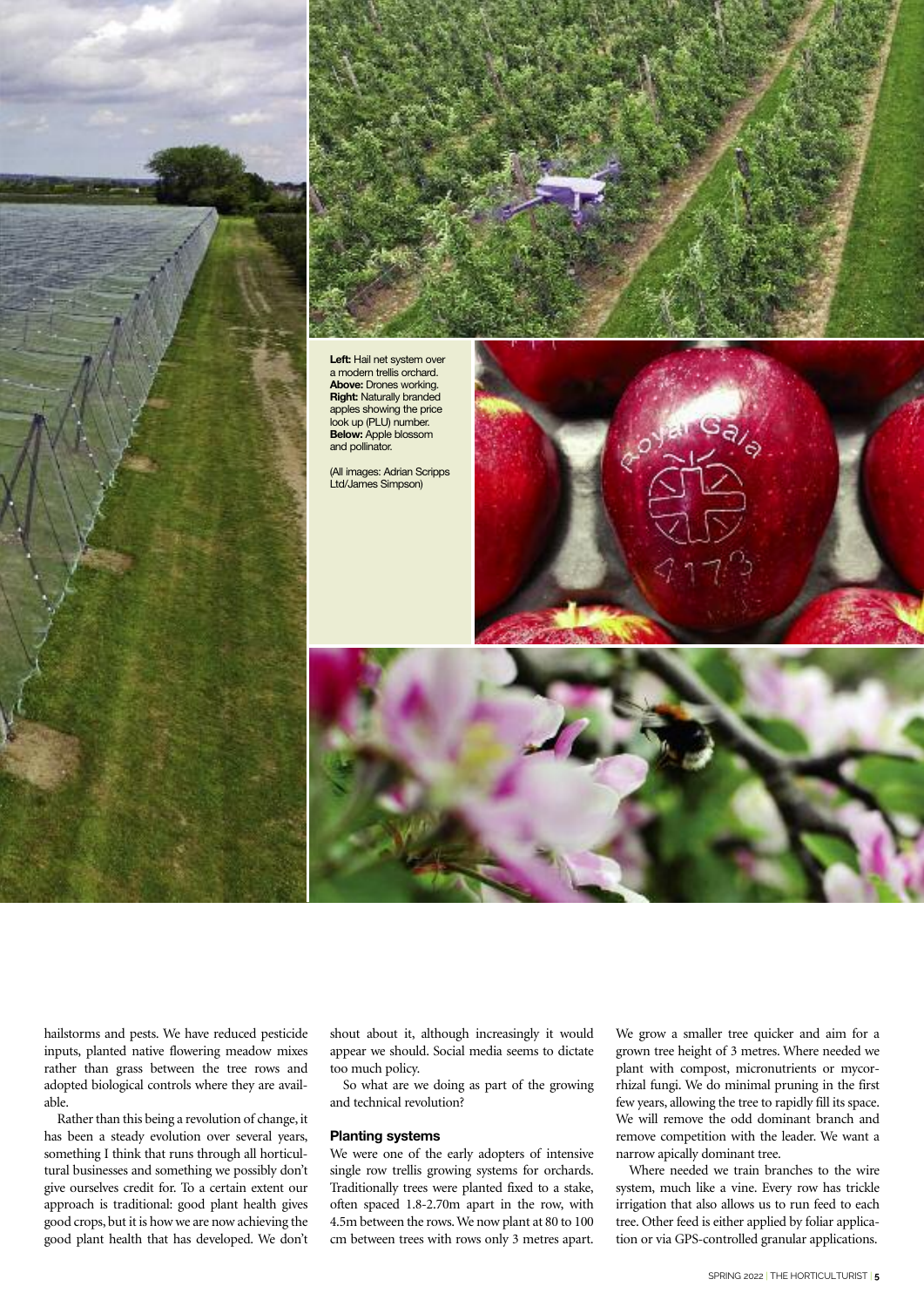**Left:** Hail net system over a modern trellis orchard.
**Above:** Drones working.
**Right:** Naturally branded apples showing the price look up (PLU) number.
**Below:** Apple blossom and pollinator.

(All images: Adrian Scripps Ltd/James Simpson)

hailstorms and pests. We have reduced pesticide inputs, planted native flowering meadow mixes rather than grass between the tree rows and adopted biological controls where they are available.

Rather than this being a revolution of change, it has been a steady evolution over several years, something I think that runs through all horticultural businesses and something we possibly don't give ourselves credit for. To a certain extent our approach is traditional: good plant health gives good crops, but it is how we are now achieving the good plant health that has developed. We don't shout about it, although increasingly it would appear we should. Social media seems to dictate too much policy.

So what are we doing as part of the growing and technical revolution?

### Planting systems

We were one of the early adopters of intensive single row trellis growing systems for orchards. Traditionally trees were planted fixed to a stake, often spaced 1.8-2.70m apart in the row, with 4.5m between the rows. We now plant at 80 to 100 cm between trees with rows only 3 metres apart. We grow a smaller tree quicker and aim for a grown tree height of 3 metres. Where needed we plant with compost, micronutrients or mycorrhizal fungi. We do minimal pruning in the first few years, allowing the tree to rapidly fill its space. We will remove the odd dominant branch and remove competition with the leader. We want a narrow apically dominant tree.

Where needed we train branches to the wire system, much like a vine. Every row has trickle irrigation that also allows us to run feed to each tree. Other feed is either applied by foliar application or via GPS-controlled granular applications.